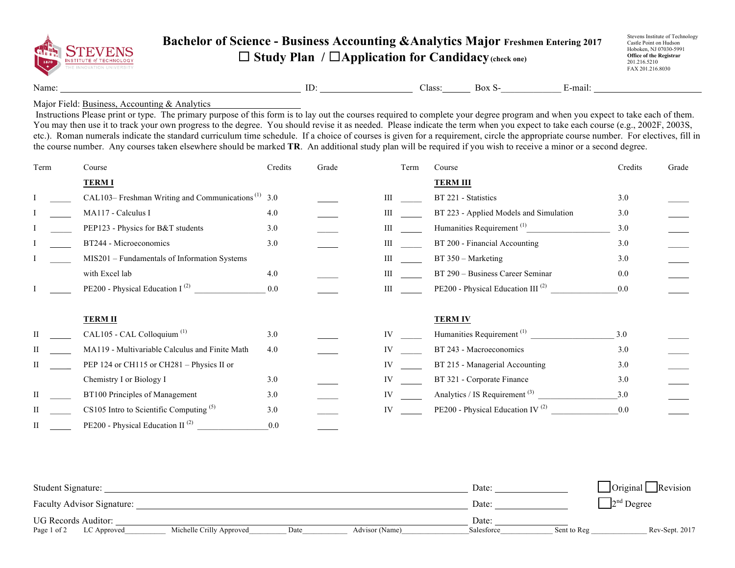# Bachelor of Science - Business Accounting &Analytics Major Freshmen Entering 2017

☐ Study Plan / ☐Application for Candidacy (check one)

Stevens Institute of Technology
Castle Point on Hudson
Hoboken, NJ 07030-5991
**Office of the Registrar**
201.216.5210
FAX 201.216.8030

Name: ______________________ ID: ____________ Class:______ Box S-____________ E-mail: ________________

Major Field: Business, Accounting & Analytics

Instructions Please print or type. The primary purpose of this form is to lay out the courses required to complete your degree program and when you expect to take each of them. You may then use it to track your own progress to the degree. You should revise it as needed. Please indicate the term when you expect to take each course (e.g., 2002F, 2003S, etc.). Roman numerals indicate the standard curriculum time schedule. If a choice of courses is given for a requirement, circle the appropriate course number. For electives, fill in the course number. Any courses taken elsewhere should be marked **TR**. An additional study plan will be required if you wish to receive a minor or a second degree.

| Term | | Course | Credits | Grade |
|---|---|---|---|---|
| | | **TERM I** | | |
| I | _____ | CAL103– Freshman Writing and Communications [1] | 3.0 | _____ |
| I | _____ | MA117 - Calculus I | 4.0 | _____ |
| I | _____ | PEP123 - Physics for B&T students | 3.0 | _____ |
| I | _____ | BT244 - Microeconomics | 3.0 | _____ |
| I | _____ | MIS201 – Fundamentals of Information Systems with Excel lab | 4.0 | _____ |
| I | _____ | PE200 - Physical Education I [2] ________________ | 0.0 | _____ |
| | | **TERM II** | | |
| II | _____ | CAL105 - CAL Colloquium [1] | 3.0 | _____ |
| II | _____ | MA119 - Multivariable Calculus and Finite Math | 4.0 | _____ |
| II | _____ | PEP 124 or CH115 or CH281 – Physics II or Chemistry I or Biology I | 3.0 | _____ |
| II | _____ | BT100 Principles of Management | 3.0 | _____ |
| II | _____ | CS105 Intro to Scientific Computing [5] | 3.0 | _____ |
| II | _____ | PE200 - Physical Education II [2] ________________ | 0.0 | _____ |
| | | **TERM III** | | |
| III | _____ | BT 221 - Statistics | 3.0 | _____ |
| III | _____ | BT 223 - Applied Models and Simulation | 3.0 | _____ |
| III | _____ | Humanities Requirement [1] ___________________ | 3.0 | _____ |
| III | _____ | BT 200 - Financial Accounting | 3.0 | _____ |
| III | _____ | BT 350 – Marketing | 3.0 | _____ |
| III | _____ | BT 290 – Business Career Seminar | 0.0 | _____ |
| III | _____ | PE200 - Physical Education III [2] _______________ | 0.0 | _____ |
| | | **TERM IV** | | |
| IV | _____ | Humanities Requirement [1] ___________________ | 3.0 | _____ |
| IV | _____ | BT 243 - Macroeconomics | 3.0 | _____ |
| IV | _____ | BT 215 - Managerial Accounting | 3.0 | _____ |
| IV | _____ | BT 321 - Corporate Finance | 3.0 | _____ |
| IV | _____ | Analytics / IS Requirement [3] __________________ | 3.0 | _____ |
| IV | _____ | PE200 - Physical Education IV [2] _______________ | 0.0 | _____ |

Student Signature: ______________________________ Date: ____________ ☐ Original ☐ Revision

Faculty Advisor Signature: ______________________________ Date: ____________ ☐ 2nd Degree

UG Records Auditor: ______________________________ Date: ____________

LC Approved__________ Michelle Crilly Approved_________ Date___________ Advisor (Name)________________ Salesforce_____________ Sent to Reg ______________ Rev-Sept. 2017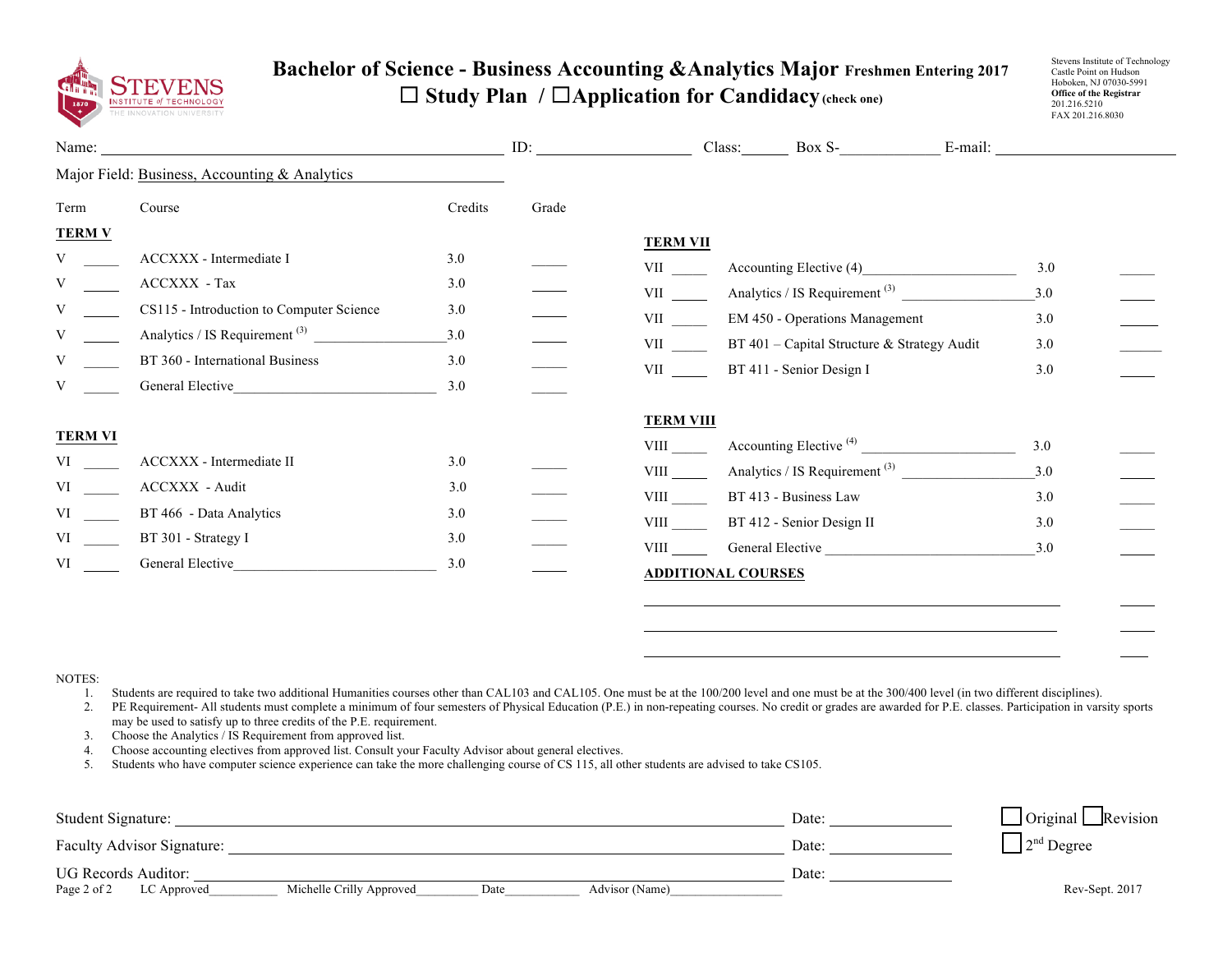# Bachelor of Science - Business Accounting &Analytics Major Freshmen Entering 2017

## ☐ Study Plan / ☐Application for Candidacy (check one)

Stevens Institute of Technology
Castle Point on Hudson
Hoboken, NJ 07030-5991
**Office of the Registrar**
201.216.5210
FAX 201.216.8030

Name: ______________________ ID: ____________ Class:______ Box S-__________ E-mail: ______________

Major Field: Business, Accounting & Analytics

| Term | | Course | Credits | Grade |
|---|---|---|---|---|
| **TERM V** | | | | |
| V | _____ | ACCXXX - Intermediate I | 3.0 | _____ |
| V | _____ | ACCXXX - Tax | 3.0 | _____ |
| V | _____ | CS115 - Introduction to Computer Science | 3.0 | _____ |
| V | _____ | Analytics / IS Requirement [3] __________ | 3.0 | _____ |
| V | _____ | BT 360 - International Business | 3.0 | _____ |
| V | _____ | General Elective__________ | 3.0 | _____ |
| **TERM VI** | | | | |
| VI | _____ | ACCXXX - Intermediate II | 3.0 | _____ |
| VI | _____ | ACCXXX - Audit | 3.0 | _____ |
| VI | _____ | BT 466 - Data Analytics | 3.0 | _____ |
| VI | _____ | BT 301 - Strategy I | 3.0 | _____ |
| VI | _____ | General Elective__________ | 3.0 | _____ |
| **TERM VII** | | | | |
| VII | _____ | Accounting Elective (4)__________ | 3.0 | _____ |
| VII | _____ | Analytics / IS Requirement [3] __________ | 3.0 | _____ |
| VII | _____ | EM 450 - Operations Management | 3.0 | _____ |
| VII | _____ | BT 401 – Capital Structure & Strategy Audit | 3.0 | _____ |
| VII | _____ | BT 411 - Senior Design I | 3.0 | _____ |
| **TERM VIII** | | | | |
| VIII | _____ | Accounting Elective [4] __________ | 3.0 | _____ |
| VIII | _____ | Analytics / IS Requirement [3] __________ | 3.0 | _____ |
| VIII | _____ | BT 413 - Business Law | 3.0 | _____ |
| VIII | _____ | BT 412 - Senior Design II | 3.0 | _____ |
| VIII | _____ | General Elective __________ | 3.0 | _____ |

**ADDITIONAL COURSES**

| | |
|---|---|
| ______________________________ | _____ |
| ______________________________ | _____ |
| ______________________________ | _____ |

NOTES:

1. Students are required to take two additional Humanities courses other than CAL103 and CAL105. One must be at the 100/200 level and one must be at the 300/400 level (in two different disciplines).
2. PE Requirement- All students must complete a minimum of four semesters of Physical Education (P.E.) in non-repeating courses. No credit or grades are awarded for P.E. classes. Participation in varsity sports may be used to satisfy up to three credits of the P.E. requirement.
3. Choose the Analytics / IS Requirement from approved list.
4. Choose accounting electives from approved list. Consult your Faculty Advisor about general electives.
5. Students who have computer science experience can take the more challenging course of CS 115, all other students are advised to take CS105.

Student Signature: ______________________ Date: __________ ☐ Original ☐ Revision

Faculty Advisor Signature: ______________________ Date: __________ ☐ 2nd Degree

UG Records Auditor: ______________________ Date: __________

LC Approved__________ Michelle Crilly Approved__________ Date__________ Advisor (Name)__________

Rev-Sept. 2017